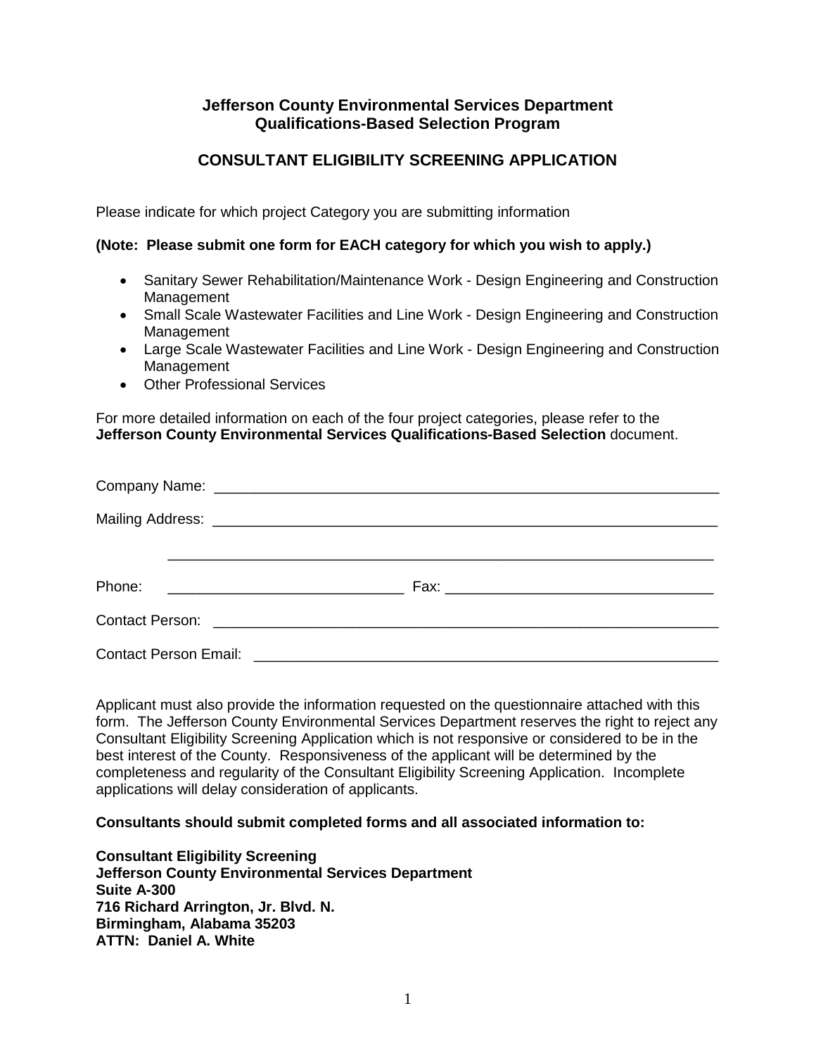**Jefferson County Environmental Services Department**
**Qualifications-Based Selection Program**

# CONSULTANT ELIGIBILITY SCREENING APPLICATION

Please indicate for which project Category you are submitting information

**(Note: Please submit one form for EACH category for which you wish to apply.)**

- Sanitary Sewer Rehabilitation/Maintenance Work - Design Engineering and Construction Management
- Small Scale Wastewater Facilities and Line Work - Design Engineering and Construction Management
- Large Scale Wastewater Facilities and Line Work - Design Engineering and Construction Management
- Other Professional Services

For more detailed information on each of the four project categories, please refer to the **Jefferson County Environmental Services Qualifications-Based Selection** document.

Company Name: ____________________________________________________________

Mailing Address: ___________________________________________________________

____________________________________________________________________

Phone: ____________________________ Fax: ______________________________

Contact Person: ____________________________________________________________

Contact Person Email: ______________________________________________________

Applicant must also provide the information requested on the questionnaire attached with this form. The Jefferson County Environmental Services Department reserves the right to reject any Consultant Eligibility Screening Application which is not responsive or considered to be in the best interest of the County. Responsiveness of the applicant will be determined by the completeness and regularity of the Consultant Eligibility Screening Application. Incomplete applications will delay consideration of applicants.

**Consultants should submit completed forms and all associated information to:**

**Consultant Eligibility Screening**
**Jefferson County Environmental Services Department**
**Suite A-300**
**716 Richard Arrington, Jr. Blvd. N.**
**Birmingham, Alabama 35203**
**ATTN: Daniel A. White**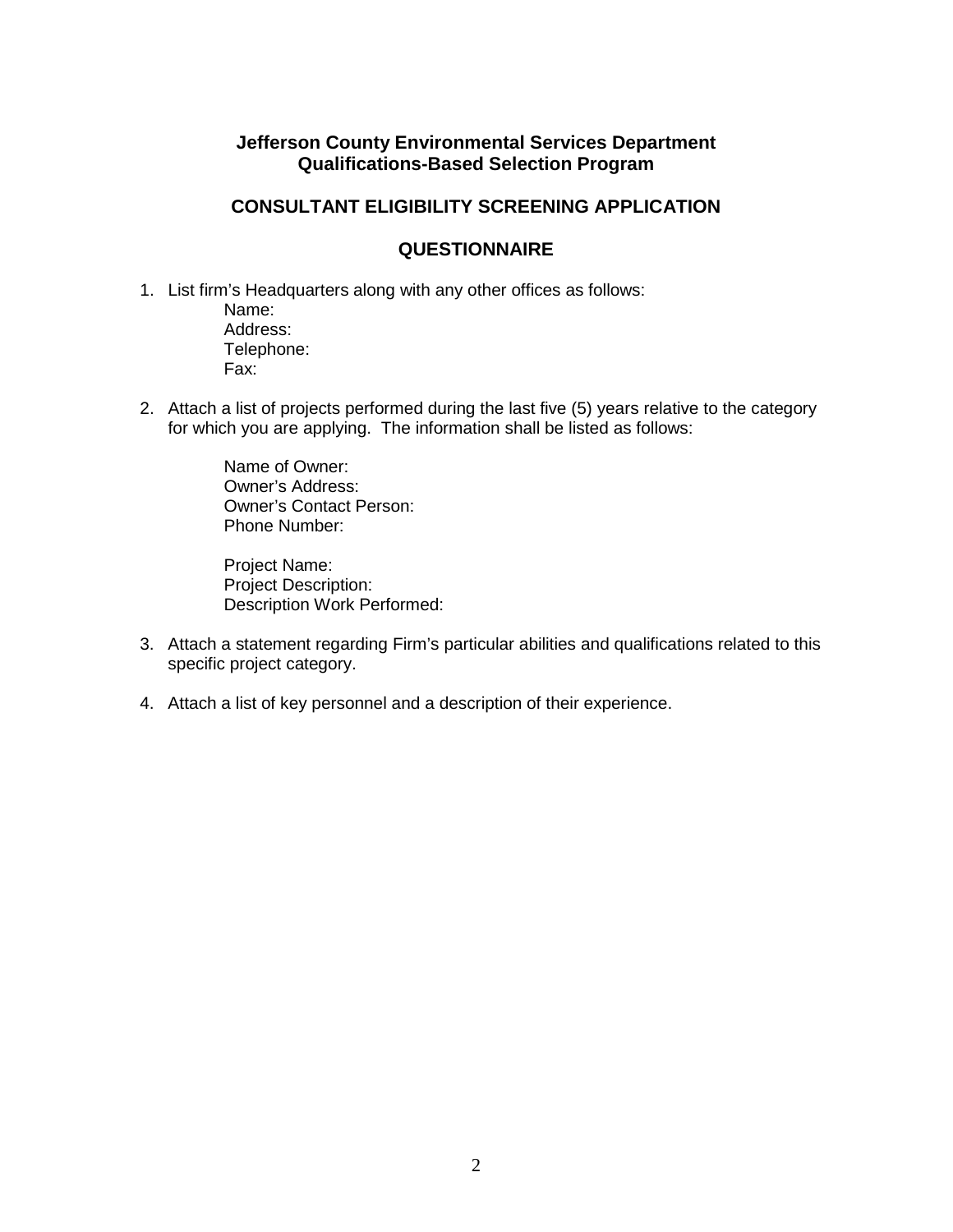**Jefferson County Environmental Services Department**
**Qualifications-Based Selection Program**

## CONSULTANT ELIGIBILITY SCREENING APPLICATION

## QUESTIONNAIRE

1. List firm's Headquarters along with any other offices as follows:

   Name:
   Address:
   Telephone:
   Fax:

2. Attach a list of projects performed during the last five (5) years relative to the category for which you are applying. The information shall be listed as follows:

   Name of Owner:
   Owner's Address:
   Owner's Contact Person:
   Phone Number:

   Project Name:
   Project Description:
   Description Work Performed:

3. Attach a statement regarding Firm's particular abilities and qualifications related to this specific project category.

4. Attach a list of key personnel and a description of their experience.